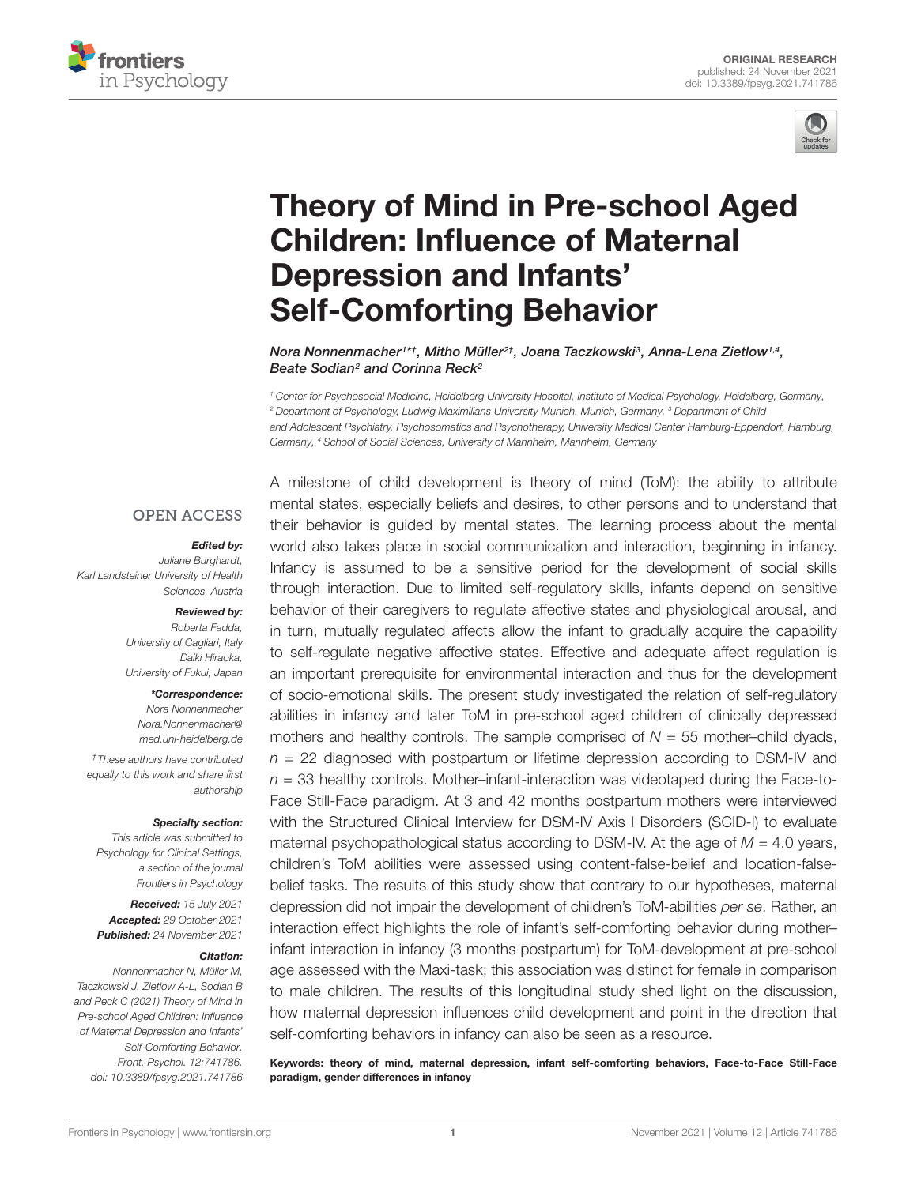ORIGINAL RESEARCH
published: 24 November 2021
doi: 10.3389/fpsyg.2021.741786

# Theory of Mind in Pre-school Aged Children: Influence of Maternal Depression and Infants' Self-Comforting Behavior

*Nora Nonnenmacher[1*†], Mitho Müller[2†], Joana Taczkowski[3], Anna-Lena Zietlow[1,4], Beate Sodian[2] and Corinna Reck[2]*

[1] Center for Psychosocial Medicine, Heidelberg University Hospital, Institute of Medical Psychology, Heidelberg, Germany, [2] Department of Psychology, Ludwig Maximilians University Munich, Munich, Germany, [3] Department of Child and Adolescent Psychiatry, Psychosomatics and Psychotherapy, University Medical Center Hamburg-Eppendorf, Hamburg, Germany, [4] School of Social Sciences, University of Mannheim, Mannheim, Germany

OPEN ACCESS

***Edited by:***
Juliane Burghardt,
Karl Landsteiner University of Health Sciences, Austria

***Reviewed by:***
Roberta Fadda,
University of Cagliari, Italy
Daiki Hiraoka,
University of Fukui, Japan

***\*Correspondence:***
Nora Nonnenmacher
Nora.Nonnenmacher@med.uni-heidelberg.de

†These authors have contributed equally to this work and share first authorship

***Specialty section:***
This article was submitted to Psychology for Clinical Settings, a section of the journal Frontiers in Psychology

***Received:*** 15 July 2021
***Accepted:*** 29 October 2021
***Published:*** 24 November 2021

***Citation:***
Nonnenmacher N, Müller M, Taczkowski J, Zietlow A-L, Sodian B and Reck C (2021) Theory of Mind in Pre-school Aged Children: Influence of Maternal Depression and Infants' Self-Comforting Behavior. Front. Psychol. 12:741786. doi: 10.3389/fpsyg.2021.741786

A milestone of child development is theory of mind (ToM): the ability to attribute mental states, especially beliefs and desires, to other persons and to understand that their behavior is guided by mental states. The learning process about the mental world also takes place in social communication and interaction, beginning in infancy. Infancy is assumed to be a sensitive period for the development of social skills through interaction. Due to limited self-regulatory skills, infants depend on sensitive behavior of their caregivers to regulate affective states and physiological arousal, and in turn, mutually regulated affects allow the infant to gradually acquire the capability to self-regulate negative affective states. Effective and adequate affect regulation is an important prerequisite for environmental interaction and thus for the development of socio-emotional skills. The present study investigated the relation of self-regulatory abilities in infancy and later ToM in pre-school aged children of clinically depressed mothers and healthy controls. The sample comprised of $N = 55$ mother–child dyads, $n = 22$ diagnosed with postpartum or lifetime depression according to DSM-IV and $n = 33$ healthy controls. Mother–infant-interaction was videotaped during the Face-to-Face Still-Face paradigm. At 3 and 42 months postpartum mothers were interviewed with the Structured Clinical Interview for DSM-IV Axis I Disorders (SCID-I) to evaluate maternal psychopathological status according to DSM-IV. At the age of $M = 4.0$ years, children's ToM abilities were assessed using content-false-belief and location-false-belief tasks. The results of this study show that contrary to our hypotheses, maternal depression did not impair the development of children's ToM-abilities *per se*. Rather, an interaction effect highlights the role of infant's self-comforting behavior during mother–infant interaction in infancy (3 months postpartum) for ToM-development at pre-school age assessed with the Maxi-task; this association was distinct for female in comparison to male children. The results of this longitudinal study shed light on the discussion, how maternal depression influences child development and point in the direction that self-comforting behaviors in infancy can also be seen as a resource.

**Keywords: theory of mind, maternal depression, infant self-comforting behaviors, Face-to-Face Still-Face paradigm, gender differences in infancy**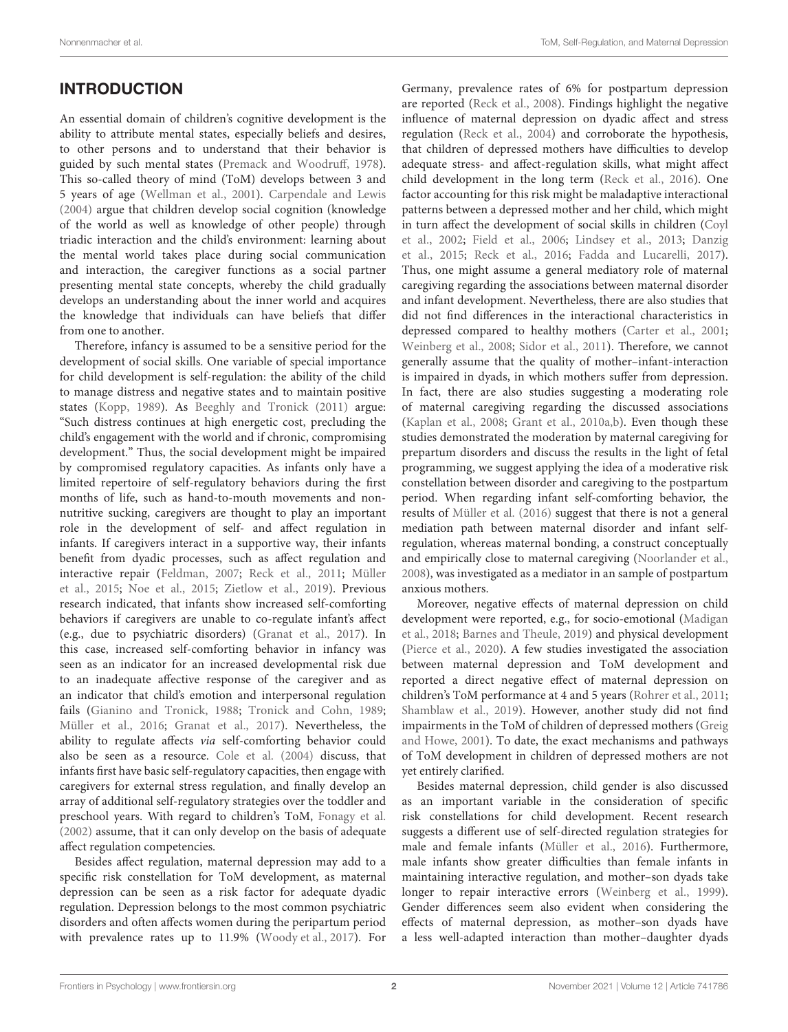## INTRODUCTION

An essential domain of children's cognitive development is the ability to attribute mental states, especially beliefs and desires, to other persons and to understand that their behavior is guided by such mental states (Premack and Woodruff, 1978). This so-called theory of mind (ToM) develops between 3 and 5 years of age (Wellman et al., 2001). Carpendale and Lewis (2004) argue that children develop social cognition (knowledge of the world as well as knowledge of other people) through triadic interaction and the child's environment: learning about the mental world takes place during social communication and interaction, the caregiver functions as a social partner presenting mental state concepts, whereby the child gradually develops an understanding about the inner world and acquires the knowledge that individuals can have beliefs that differ from one to another.

Therefore, infancy is assumed to be a sensitive period for the development of social skills. One variable of special importance for child development is self-regulation: the ability of the child to manage distress and negative states and to maintain positive states (Kopp, 1989). As Beeghly and Tronick (2011) argue: "Such distress continues at high energetic cost, precluding the child's engagement with the world and if chronic, compromising development." Thus, the social development might be impaired by compromised regulatory capacities. As infants only have a limited repertoire of self-regulatory behaviors during the first months of life, such as hand-to-mouth movements and non-nutritive sucking, caregivers are thought to play an important role in the development of self- and affect regulation in infants. If caregivers interact in a supportive way, their infants benefit from dyadic processes, such as affect regulation and interactive repair (Feldman, 2007; Reck et al., 2011; Müller et al., 2015; Noe et al., 2015; Zietlow et al., 2019). Previous research indicated, that infants show increased self-comforting behaviors if caregivers are unable to co-regulate infant's affect (e.g., due to psychiatric disorders) (Granat et al., 2017). In this case, increased self-comforting behavior in infancy was seen as an indicator for an increased developmental risk due to an inadequate affective response of the caregiver and as an indicator that child's emotion and interpersonal regulation fails (Gianino and Tronick, 1988; Tronick and Cohn, 1989; Müller et al., 2016; Granat et al., 2017). Nevertheless, the ability to regulate affects *via* self-comforting behavior could also be seen as a resource. Cole et al. (2004) discuss, that infants first have basic self-regulatory capacities, then engage with caregivers for external stress regulation, and finally develop an array of additional self-regulatory strategies over the toddler and preschool years. With regard to children's ToM, Fonagy et al. (2002) assume, that it can only develop on the basis of adequate affect regulation competencies.

Besides affect regulation, maternal depression may add to a specific risk constellation for ToM development, as maternal depression can be seen as a risk factor for adequate dyadic regulation. Depression belongs to the most common psychiatric disorders and often affects women during the peripartum period with prevalence rates up to 11.9% (Woody et al., 2017). For Germany, prevalence rates of 6% for postpartum depression are reported (Reck et al., 2008). Findings highlight the negative influence of maternal depression on dyadic affect and stress regulation (Reck et al., 2004) and corroborate the hypothesis, that children of depressed mothers have difficulties to develop adequate stress- and affect-regulation skills, what might affect child development in the long term (Reck et al., 2016). One factor accounting for this risk might be maladaptive interactional patterns between a depressed mother and her child, which might in turn affect the development of social skills in children (Coyl et al., 2002; Field et al., 2006; Lindsey et al., 2013; Danzig et al., 2015; Reck et al., 2016; Fadda and Lucarelli, 2017). Thus, one might assume a general mediatory role of maternal caregiving regarding the associations between maternal disorder and infant development. Nevertheless, there are also studies that did not find differences in the interactional characteristics in depressed compared to healthy mothers (Carter et al., 2001; Weinberg et al., 2008; Sidor et al., 2011). Therefore, we cannot generally assume that the quality of mother–infant-interaction is impaired in dyads, in which mothers suffer from depression. In fact, there are also studies suggesting a moderating role of maternal caregiving regarding the discussed associations (Kaplan et al., 2008; Grant et al., 2010a,b). Even though these studies demonstrated the moderation by maternal caregiving for prepartum disorders and discuss the results in the light of fetal programming, we suggest applying the idea of a moderative risk constellation between disorder and caregiving to the postpartum period. When regarding infant self-comforting behavior, the results of Müller et al. (2016) suggest that there is not a general mediation path between maternal disorder and infant self-regulation, whereas maternal bonding, a construct conceptually and empirically close to maternal caregiving (Noorlander et al., 2008), was investigated as a mediator in an sample of postpartum anxious mothers.

Moreover, negative effects of maternal depression on child development were reported, e.g., for socio-emotional (Madigan et al., 2018; Barnes and Theule, 2019) and physical development (Pierce et al., 2020). A few studies investigated the association between maternal depression and ToM development and reported a direct negative effect of maternal depression on children's ToM performance at 4 and 5 years (Rohrer et al., 2011; Shamblaw et al., 2019). However, another study did not find impairments in the ToM of children of depressed mothers (Greig and Howe, 2001). To date, the exact mechanisms and pathways of ToM development in children of depressed mothers are not yet entirely clarified.

Besides maternal depression, child gender is also discussed as an important variable in the consideration of specific risk constellations for child development. Recent research suggests a different use of self-directed regulation strategies for male and female infants (Müller et al., 2016). Furthermore, male infants show greater difficulties than female infants in maintaining interactive regulation, and mother–son dyads take longer to repair interactive errors (Weinberg et al., 1999). Gender differences seem also evident when considering the effects of maternal depression, as mother–son dyads have a less well-adapted interaction than mother–daughter dyads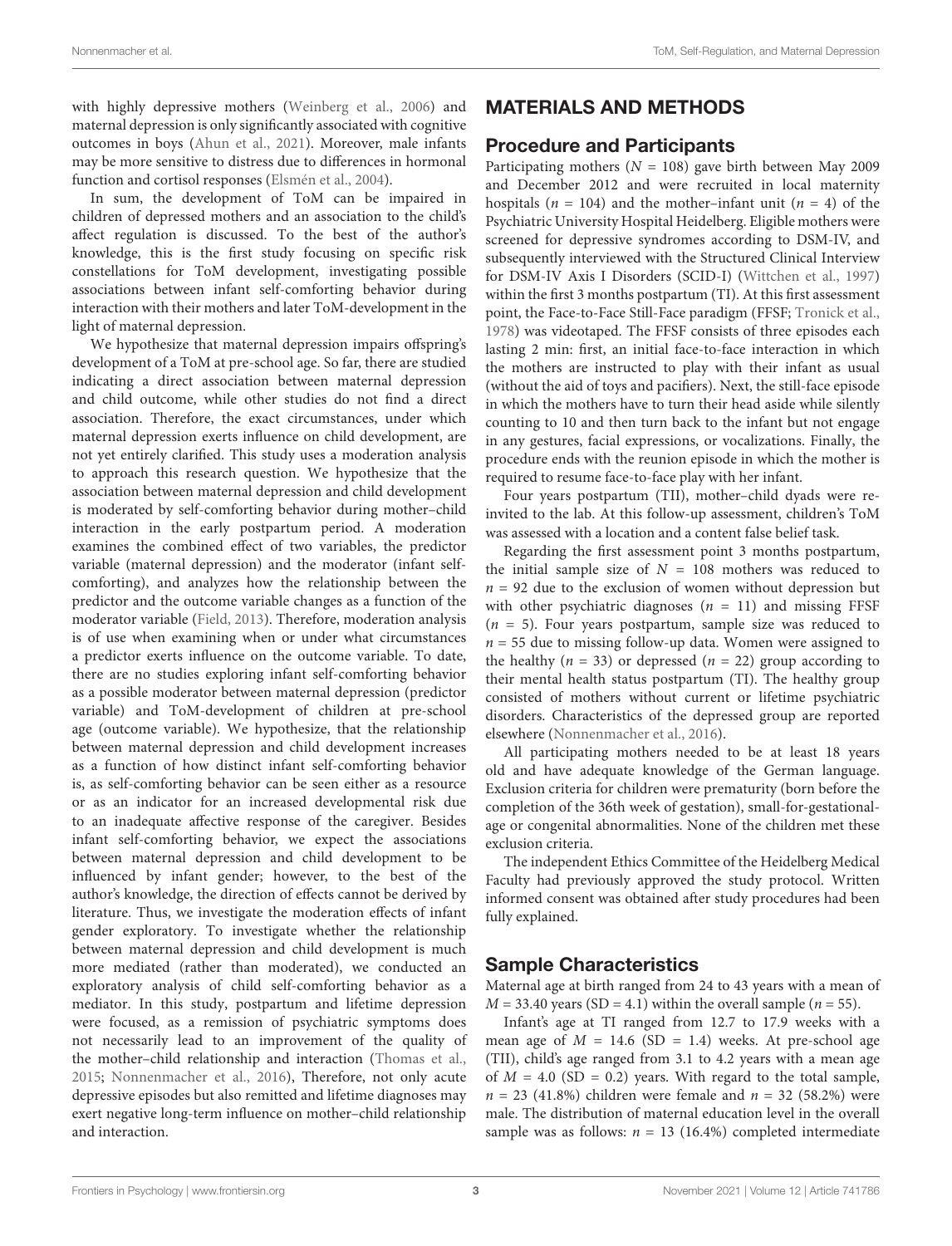with highly depressive mothers (Weinberg et al., 2006) and maternal depression is only significantly associated with cognitive outcomes in boys (Ahun et al., 2021). Moreover, male infants may be more sensitive to distress due to differences in hormonal function and cortisol responses (Elsmén et al., 2004).

In sum, the development of ToM can be impaired in children of depressed mothers and an association to the child's affect regulation is discussed. To the best of the author's knowledge, this is the first study focusing on specific risk constellations for ToM development, investigating possible associations between infant self-comforting behavior during interaction with their mothers and later ToM-development in the light of maternal depression.

We hypothesize that maternal depression impairs offspring's development of a ToM at pre-school age. So far, there are studied indicating a direct association between maternal depression and child outcome, while other studies do not find a direct association. Therefore, the exact circumstances, under which maternal depression exerts influence on child development, are not yet entirely clarified. This study uses a moderation analysis to approach this research question. We hypothesize that the association between maternal depression and child development is moderated by self-comforting behavior during mother–child interaction in the early postpartum period. A moderation examines the combined effect of two variables, the predictor variable (maternal depression) and the moderator (infant self-comforting), and analyzes how the relationship between the predictor and the outcome variable changes as a function of the moderator variable (Field, 2013). Therefore, moderation analysis is of use when examining when or under what circumstances a predictor exerts influence on the outcome variable. To date, there are no studies exploring infant self-comforting behavior as a possible moderator between maternal depression (predictor variable) and ToM-development of children at pre-school age (outcome variable). We hypothesize, that the relationship between maternal depression and child development increases as a function of how distinct infant self-comforting behavior is, as self-comforting behavior can be seen either as a resource or as an indicator for an increased developmental risk due to an inadequate affective response of the caregiver. Besides infant self-comforting behavior, we expect the associations between maternal depression and child development to be influenced by infant gender; however, to the best of the author's knowledge, the direction of effects cannot be derived by literature. Thus, we investigate the moderation effects of infant gender exploratory. To investigate whether the relationship between maternal depression and child development is much more mediated (rather than moderated), we conducted an exploratory analysis of child self-comforting behavior as a mediator. In this study, postpartum and lifetime depression were focused, as a remission of psychiatric symptoms does not necessarily lead to an improvement of the quality of the mother–child relationship and interaction (Thomas et al., 2015; Nonnenmacher et al., 2016), Therefore, not only acute depressive episodes but also remitted and lifetime diagnoses may exert negative long-term influence on mother–child relationship and interaction.

## MATERIALS AND METHODS

### Procedure and Participants

Participating mothers ($N = 108$) gave birth between May 2009 and December 2012 and were recruited in local maternity hospitals ($n = 104$) and the mother–infant unit ($n = 4$) of the Psychiatric University Hospital Heidelberg. Eligible mothers were screened for depressive syndromes according to DSM-IV, and subsequently interviewed with the Structured Clinical Interview for DSM-IV Axis I Disorders (SCID-I) (Wittchen et al., 1997) within the first 3 months postpartum (TI). At this first assessment point, the Face-to-Face Still-Face paradigm (FFSF; Tronick et al., 1978) was videotaped. The FFSF consists of three episodes each lasting 2 min: first, an initial face-to-face interaction in which the mothers are instructed to play with their infant as usual (without the aid of toys and pacifiers). Next, the still-face episode in which the mothers have to turn their head aside while silently counting to 10 and then turn back to the infant but not engage in any gestures, facial expressions, or vocalizations. Finally, the procedure ends with the reunion episode in which the mother is required to resume face-to-face play with her infant.

Four years postpartum (TII), mother–child dyads were re-invited to the lab. At this follow-up assessment, children's ToM was assessed with a location and a content false belief task.

Regarding the first assessment point 3 months postpartum, the initial sample size of $N = 108$ mothers was reduced to $n = 92$ due to the exclusion of women without depression but with other psychiatric diagnoses ($n = 11$) and missing FFSF ($n = 5$). Four years postpartum, sample size was reduced to $n = 55$ due to missing follow-up data. Women were assigned to the healthy ($n = 33$) or depressed ($n = 22$) group according to their mental health status postpartum (TI). The healthy group consisted of mothers without current or lifetime psychiatric disorders. Characteristics of the depressed group are reported elsewhere (Nonnenmacher et al., 2016).

All participating mothers needed to be at least 18 years old and have adequate knowledge of the German language. Exclusion criteria for children were prematurity (born before the completion of the 36th week of gestation), small-for-gestational-age or congenital abnormalities. None of the children met these exclusion criteria.

The independent Ethics Committee of the Heidelberg Medical Faculty had previously approved the study protocol. Written informed consent was obtained after study procedures had been fully explained.

### Sample Characteristics

Maternal age at birth ranged from 24 to 43 years with a mean of $M = 33.40$ years (SD = 4.1) within the overall sample ($n = 55$).

Infant's age at TI ranged from 12.7 to 17.9 weeks with a mean age of $M = 14.6$ (SD = 1.4) weeks. At pre-school age (TII), child's age ranged from 3.1 to 4.2 years with a mean age of $M = 4.0$ (SD = 0.2) years. With regard to the total sample, $n = 23$ (41.8%) children were female and $n = 32$ (58.2%) were male. The distribution of maternal education level in the overall sample was as follows: $n = 13$ (16.4%) completed intermediate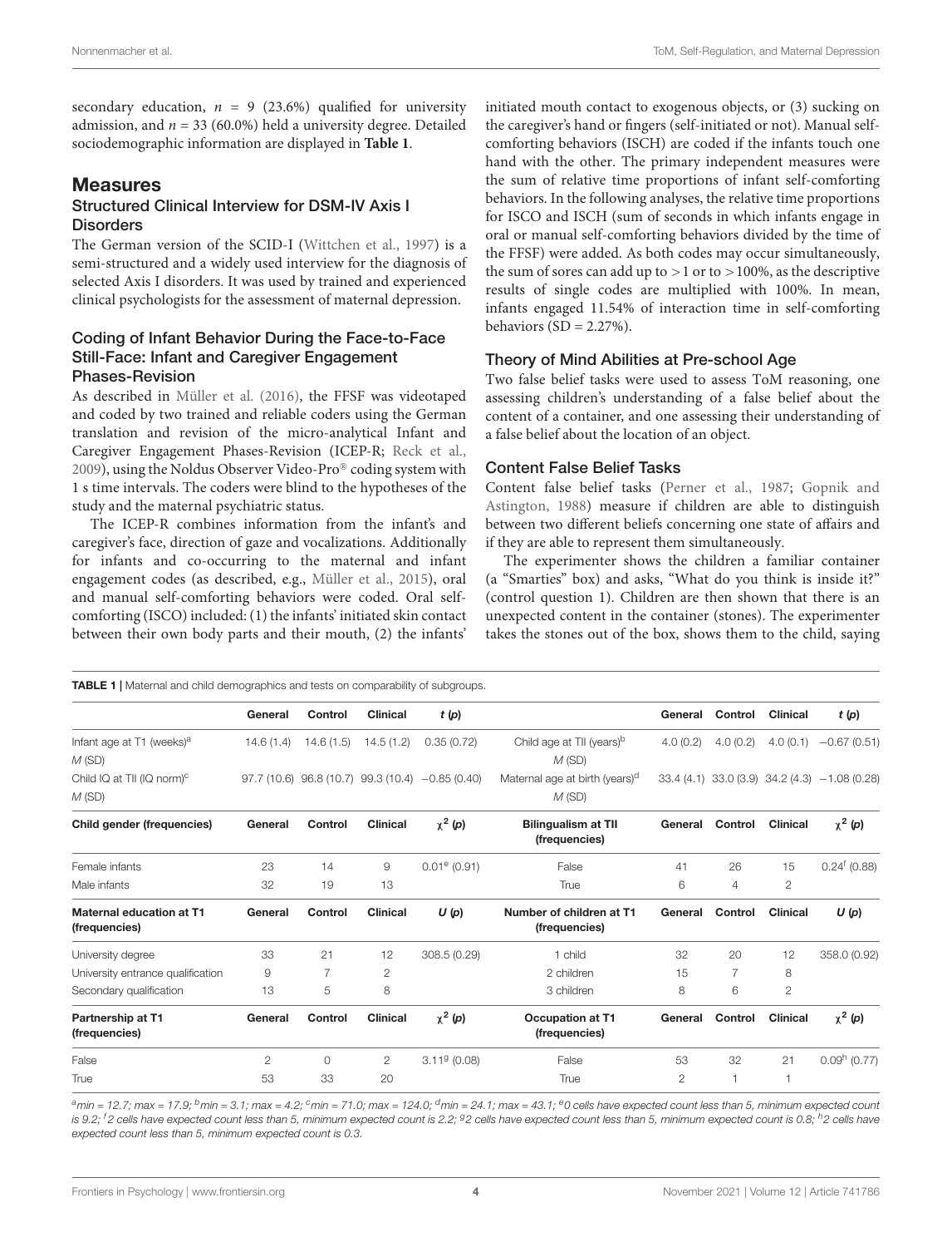secondary education, $n$ = 9 (23.6%) qualified for university admission, and $n$ = 33 (60.0%) held a university degree. Detailed sociodemographic information are displayed in **Table 1**.

## Measures

### Structured Clinical Interview for DSM-IV Axis I Disorders

The German version of the SCID-I (Wittchen et al., 1997) is a semi-structured and a widely used interview for the diagnosis of selected Axis I disorders. It was used by trained and experienced clinical psychologists for the assessment of maternal depression.

### Coding of Infant Behavior During the Face-to-Face Still-Face: Infant and Caregiver Engagement Phases-Revision

As described in Müller et al. (2016), the FFSF was videotaped and coded by two trained and reliable coders using the German translation and revision of the micro-analytical Infant and Caregiver Engagement Phases-Revision (ICEP-R; Reck et al., 2009), using the Noldus Observer Video-Pro® coding system with 1 s time intervals. The coders were blind to the hypotheses of the study and the maternal psychiatric status.

The ICEP-R combines information from the infant's and caregiver's face, direction of gaze and vocalizations. Additionally for infants and co-occurring to the maternal and infant engagement codes (as described, e.g., Müller et al., 2015), oral and manual self-comforting behaviors were coded. Oral self-comforting (ISCO) included: (1) the infants' initiated skin contact between their own body parts and their mouth, (2) the infants' initiated mouth contact to exogenous objects, or (3) sucking on the caregiver's hand or fingers (self-initiated or not). Manual self-comforting behaviors (ISCH) are coded if the infants touch one hand with the other. The primary independent measures were the sum of relative time proportions of infant self-comforting behaviors. In the following analyses, the relative time proportions for ISCO and ISCH (sum of seconds in which infants engage in oral or manual self-comforting behaviors divided by the time of the FFSF) were added. As both codes may occur simultaneously, the sum of sores can add up to >1 or to >100%, as the descriptive results of single codes are multiplied with 100%. In mean, infants engaged 11.54% of interaction time in self-comforting behaviors (SD = 2.27%).

### Theory of Mind Abilities at Pre-school Age

Two false belief tasks were used to assess ToM reasoning, one assessing children's understanding of a false belief about the content of a container, and one assessing their understanding of a false belief about the location of an object.

### Content False Belief Tasks

Content false belief tasks (Perner et al., 1987; Gopnik and Astington, 1988) measure if children are able to distinguish between two different beliefs concerning one state of affairs and if they are able to represent them simultaneously.

The experimenter shows the children a familiar container (a "Smarties" box) and asks, "What do you think is inside it?" (control question 1). Children are then shown that there is an unexpected content in the container (stones). The experimenter takes the stones out of the box, shows them to the child, saying

**TABLE 1** | Maternal and child demographics and tests on comparability of subgroups.

| | General | Control | Clinical | $t$ ($p$) | | General | Control | Clinical | $t$ ($p$) |
|---|---|---|---|---|---|---|---|---|---|
| Infant age at T1 (weeks)[a] $M$ (SD) | 14.6 (1.4) | 14.6 (1.5) | 14.5 (1.2) | 0.35 (0.72) | Child age at TII (years)[b] $M$ (SD) | 4.0 (0.2) | 4.0 (0.2) | 4.0 (0.1) | −0.67 (0.51) |
| Child IQ at TII (IQ norm)[c] $M$ (SD) | 97.7 (10.6) | 96.8 (10.7) | 99.3 (10.4) | −0.85 (0.40) | Maternal age at birth (years)[d] $M$ (SD) | 33.4 (4.1) | 33.0 (3.9) | 34.2 (4.3) | −1.08 (0.28) |
| **Child gender (frequencies)** | **General** | **Control** | **Clinical** | $\chi^2$ ($p$) | **Bilingualism at TII (frequencies)** | **General** | **Control** | **Clinical** | $\chi^2$ ($p$) |
| Female infants | 23 | 14 | 9 | 0.01[e] (0.91) | False | 41 | 26 | 15 | 0.24[f] (0.88) |
| Male infants | 32 | 19 | 13 | | True | 6 | 4 | 2 | |
| **Maternal education at T1 (frequencies)** | **General** | **Control** | **Clinical** | $U$ ($p$) | **Number of children at T1 (frequencies)** | **General** | **Control** | **Clinical** | $U$ ($p$) |
| University degree | 33 | 21 | 12 | 308.5 (0.29) | 1 child | 32 | 20 | 12 | 358.0 (0.92) |
| University entrance qualification | 9 | 7 | 2 | | 2 children | 15 | 7 | 8 | |
| Secondary qualification | 13 | 5 | 8 | | 3 children | 8 | 6 | 2 | |
| **Partnership at T1 (frequencies)** | **General** | **Control** | **Clinical** | $\chi^2$ ($p$) | **Occupation at T1 (frequencies)** | **General** | **Control** | **Clinical** | $\chi^2$ ($p$) |
| False | 2 | 0 | 2 | 3.11[g] (0.08) | False | 53 | 32 | 21 | 0.09[h] (0.77) |
| True | 53 | 33 | 20 | | True | 2 | 1 | 1 | |

*[a]min = 12.7; max = 17.9; [b]min = 3.1; max = 4.2; [c]min = 71.0; max = 124.0; [d]min = 24.1; max = 43.1; [e]0 cells have expected count less than 5, minimum expected count is 9.2; [f]2 cells have expected count less than 5, minimum expected count is 2.2; [g]2 cells have expected count less than 5, minimum expected count is 0.8; [h]2 cells have expected count less than 5, minimum expected count is 0.3.*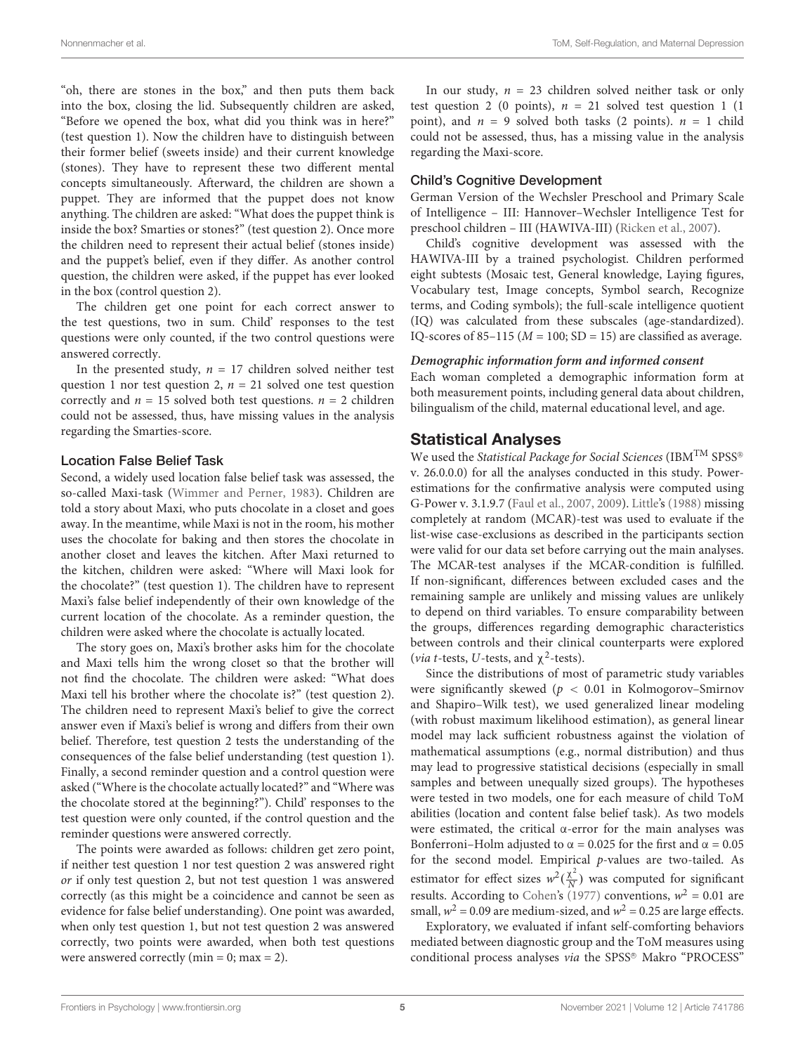"oh, there are stones in the box," and then puts them back into the box, closing the lid. Subsequently children are asked, "Before we opened the box, what did you think was in here?" (test question 1). Now the children have to distinguish between their former belief (sweets inside) and their current knowledge (stones). They have to represent these two different mental concepts simultaneously. Afterward, the children are shown a puppet. They are informed that the puppet does not know anything. The children are asked: "What does the puppet think is inside the box? Smarties or stones?" (test question 2). Once more the children need to represent their actual belief (stones inside) and the puppet's belief, even if they differ. As another control question, the children were asked, if the puppet has ever looked in the box (control question 2).

The children get one point for each correct answer to the test questions, two in sum. Child' responses to the test questions were only counted, if the two control questions were answered correctly.

In the presented study, $n = 17$ children solved neither test question 1 nor test question 2, $n = 21$ solved one test question correctly and $n = 15$ solved both test questions. $n = 2$ children could not be assessed, thus, have missing values in the analysis regarding the Smarties-score.

### Location False Belief Task

Second, a widely used location false belief task was assessed, the so-called Maxi-task (Wimmer and Perner, 1983). Children are told a story about Maxi, who puts chocolate in a closet and goes away. In the meantime, while Maxi is not in the room, his mother uses the chocolate for baking and then stores the chocolate in another closet and leaves the kitchen. After Maxi returned to the kitchen, children were asked: "Where will Maxi look for the chocolate?" (test question 1). The children have to represent Maxi's false belief independently of their own knowledge of the current location of the chocolate. As a reminder question, the children were asked where the chocolate is actually located.

The story goes on, Maxi's brother asks him for the chocolate and Maxi tells him the wrong closet so that the brother will not find the chocolate. The children were asked: "What does Maxi tell his brother where the chocolate is?" (test question 2). The children need to represent Maxi's belief to give the correct answer even if Maxi's belief is wrong and differs from their own belief. Therefore, test question 2 tests the understanding of the consequences of the false belief understanding (test question 1). Finally, a second reminder question and a control question were asked ("Where is the chocolate actually located?" and "Where was the chocolate stored at the beginning?"). Child' responses to the test question were only counted, if the control question and the reminder questions were answered correctly.

The points were awarded as follows: children get zero point, if neither test question 1 nor test question 2 was answered right *or* if only test question 2, but not test question 1 was answered correctly (as this might be a coincidence and cannot be seen as evidence for false belief understanding). One point was awarded, when only test question 1, but not test question 2 was answered correctly, two points were awarded, when both test questions were answered correctly (min = 0; max = 2).

In our study, $n = 23$ children solved neither task or only test question 2 (0 points), $n = 21$ solved test question 1 (1 point), and $n = 9$ solved both tasks (2 points). $n = 1$ child could not be assessed, thus, has a missing value in the analysis regarding the Maxi-score.

### Child's Cognitive Development

German Version of the Wechsler Preschool and Primary Scale of Intelligence – III: Hannover–Wechsler Intelligence Test for preschool children – III (HAWIVA-III) (Ricken et al., 2007).

Child's cognitive development was assessed with the HAWIVA-III by a trained psychologist. Children performed eight subtests (Mosaic test, General knowledge, Laying figures, Vocabulary test, Image concepts, Symbol search, Recognize terms, and Coding symbols); the full-scale intelligence quotient (IQ) was calculated from these subscales (age-standardized). IQ-scores of 85–115 ($M = 100$; SD = 15) are classified as average.

#### *Demographic information form and informed consent*

Each woman completed a demographic information form at both measurement points, including general data about children, bilingualism of the child, maternal educational level, and age.

## Statistical Analyses

We used the *Statistical Package for Social Sciences* (IBM™ SPSS® v. 26.0.0.0) for all the analyses conducted in this study. Power-estimations for the confirmative analysis were computed using G-Power v. 3.1.9.7 (Faul et al., 2007, 2009). Little's (1988) missing completely at random (MCAR)-test was used to evaluate if the list-wise case-exclusions as described in the participants section were valid for our data set before carrying out the main analyses. The MCAR-test analyses if the MCAR-condition is fulfilled. If non-significant, differences between excluded cases and the remaining sample are unlikely and missing values are unlikely to depend on third variables. To ensure comparability between the groups, differences regarding demographic characteristics between controls and their clinical counterparts were explored (*via* *t*-tests, *U*-tests, and $\chi^2$-tests).

Since the distributions of most of parametric study variables were significantly skewed ($p < 0.01$ in Kolmogorov–Smirnov and Shapiro–Wilk test), we used generalized linear modeling (with robust maximum likelihood estimation), as general linear model may lack sufficient robustness against the violation of mathematical assumptions (e.g., normal distribution) and thus may lead to progressive statistical decisions (especially in small samples and between unequally sized groups). The hypotheses were tested in two models, one for each measure of child ToM abilities (location and content false belief task). As two models were estimated, the critical α-error for the main analyses was Bonferroni–Holm adjusted to $\alpha = 0.025$ for the first and $\alpha = 0.05$ for the second model. Empirical *p*-values are two-tailed. As estimator for effect sizes $w^2(\frac{\chi^2}{N})$ was computed for significant results. According to Cohen's (1977) conventions, $w^2 = 0.01$ are small, $w^2 = 0.09$ are medium-sized, and $w^2 = 0.25$ are large effects.

Exploratory, we evaluated if infant self-comforting behaviors mediated between diagnostic group and the ToM measures using conditional process analyses *via* the SPSS® Makro "PROCESS"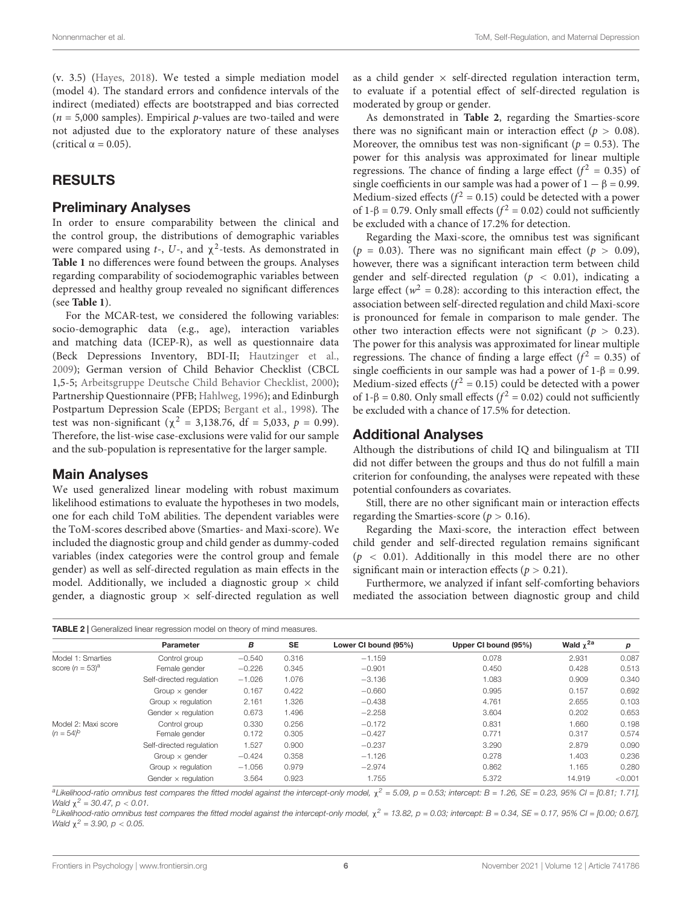(v. 3.5) (Hayes, 2018). We tested a simple mediation model (model 4). The standard errors and confidence intervals of the indirect (mediated) effects are bootstrapped and bias corrected ($n$ = 5,000 samples). Empirical $p$-values are two-tailed and were not adjusted due to the exploratory nature of these analyses (critical $\alpha = 0.05$).

## RESULTS

### Preliminary Analyses

In order to ensure comparability between the clinical and the control group, the distributions of demographic variables were compared using $t$-, $U$-, and $\chi^2$-tests. As demonstrated in **Table 1** no differences were found between the groups. Analyses regarding comparability of sociodemographic variables between depressed and healthy group revealed no significant differences (see **Table 1**).

For the MCAR-test, we considered the following variables: socio-demographic data (e.g., age), interaction variables and matching data (ICEP-R), as well as questionnaire data (Beck Depressions Inventory, BDI-II; Hautzinger et al., 2009); German version of Child Behavior Checklist (CBCL 1,5-5; Arbeitsgruppe Deutsche Child Behavior Checklist, 2000); Partnership Questionnaire (PFB; Hahlweg, 1996); and Edinburgh Postpartum Depression Scale (EPDS; Bergant et al., 1998). The test was non-significant ($\chi^2$ = 3,138.76, df = 5,033, $p$ = 0.99). Therefore, the list-wise case-exclusions were valid for our sample and the sub-population is representative for the larger sample.

### Main Analyses

We used generalized linear modeling with robust maximum likelihood estimations to evaluate the hypotheses in two models, one for each child ToM abilities. The dependent variables were the ToM-scores described above (Smarties- and Maxi-score). We included the diagnostic group and child gender as dummy-coded variables (index categories were the control group and female gender) as well as self-directed regulation as main effects in the model. Additionally, we included a diagnostic group × child gender, a diagnostic group × self-directed regulation as well as a child gender × self-directed regulation interaction term, to evaluate if a potential effect of self-directed regulation is moderated by group or gender.

As demonstrated in **Table 2**, regarding the Smarties-score there was no significant main or interaction effect ($p > 0.08$). Moreover, the omnibus test was non-significant ($p = 0.53$). The power for this analysis was approximated for linear multiple regressions. The chance of finding a large effect ($f^2 = 0.35$) of single coefficients in our sample was had a power of $1 - \beta = 0.99$. Medium-sized effects ($f^2 = 0.15$) could be detected with a power of $1\text{-}\beta = 0.79$. Only small effects ($f^2 = 0.02$) could not sufficiently be excluded with a chance of 17.2% for detection.

Regarding the Maxi-score, the omnibus test was significant ($p = 0.03$). There was no significant main effect ($p > 0.09$), however, there was a significant interaction term between child gender and self-directed regulation ($p < 0.01$), indicating a large effect ($w^2 = 0.28$): according to this interaction effect, the association between self-directed regulation and child Maxi-score is pronounced for female in comparison to male gender. The other two interaction effects were not significant ($p > 0.23$). The power for this analysis was approximated for linear multiple regressions. The chance of finding a large effect ($f^2 = 0.35$) of single coefficients in our sample was had a power of $1\text{-}\beta = 0.99$. Medium-sized effects ($f^2 = 0.15$) could be detected with a power of $1\text{-}\beta = 0.80$. Only small effects ($f^2 = 0.02$) could not sufficiently be excluded with a chance of 17.5% for detection.

### Additional Analyses

Although the distributions of child IQ and bilingualism at TII did not differ between the groups and thus do not fulfill a main criterion for confounding, the analyses were repeated with these potential confounders as covariates.

Still, there are no other significant main or interaction effects regarding the Smarties-score ($p > 0.16$).

Regarding the Maxi-score, the interaction effect between child gender and self-directed regulation remains significant ($p < 0.01$). Additionally in this model there are no other significant main or interaction effects ($p > 0.21$).

Furthermore, we analyzed if infant self-comforting behaviors mediated the association between diagnostic group and child

**TABLE 2** | Generalized linear regression model on theory of mind measures.

| | Parameter | $B$ | SE | Lower CI bound (95%) | Upper CI bound (95%) | Wald $\chi^{2a}$ | $p$ |
|---|---|---|---|---|---|---|---|
| Model 1: Smarties score ($n$ = 53)[a] | Control group | −0.540 | 0.316 | −1.159 | 0.078 | 2.931 | 0.087 |
| | Female gender | −0.226 | 0.345 | −0.901 | 0.450 | 0.428 | 0.513 |
| | Self-directed regulation | −1.026 | 1.076 | −3.136 | 1.083 | 0.909 | 0.340 |
| | Group × gender | 0.167 | 0.422 | −0.660 | 0.995 | 0.157 | 0.692 |
| | Group × regulation | 2.161 | 1.326 | −0.438 | 4.761 | 2.655 | 0.103 |
| | Gender × regulation | 0.673 | 1.496 | −2.258 | 3.604 | 0.202 | 0.653 |
| Model 2: Maxi score ($n$ = 54)[b] | Control group | 0.330 | 0.256 | −0.172 | 0.831 | 1.660 | 0.198 |
| | Female gender | 0.172 | 0.305 | −0.427 | 0.771 | 0.317 | 0.574 |
| | Self-directed regulation | 1.527 | 0.900 | −0.237 | 3.290 | 2.879 | 0.090 |
| | Group × gender | −0.424 | 0.358 | −1.126 | 0.278 | 1.403 | 0.236 |
| | Group × regulation | −1.056 | 0.979 | −2.974 | 0.862 | 1.165 | 0.280 |
| | Gender × regulation | 3.564 | 0.923 | 1.755 | 5.372 | 14.919 | <0.001 |

[a]*Likelihood-ratio omnibus test compares the fitted model against the intercept-only model,* $\chi^2 = 5.09$, $p = 0.53$; *intercept:* $B = 1.26$, $SE = 0.23$, *95% CI = [0.81; 1.71], Wald* $\chi^2 = 30.47$, $p < 0.01$.

[b]*Likelihood-ratio omnibus test compares the fitted model against the intercept-only model,* $\chi^2 = 13.82$, $p = 0.03$; *intercept:* $B = 0.34$, $SE = 0.17$, *95% CI = [0.00; 0.67], Wald* $\chi^2 = 3.90$, $p < 0.05$.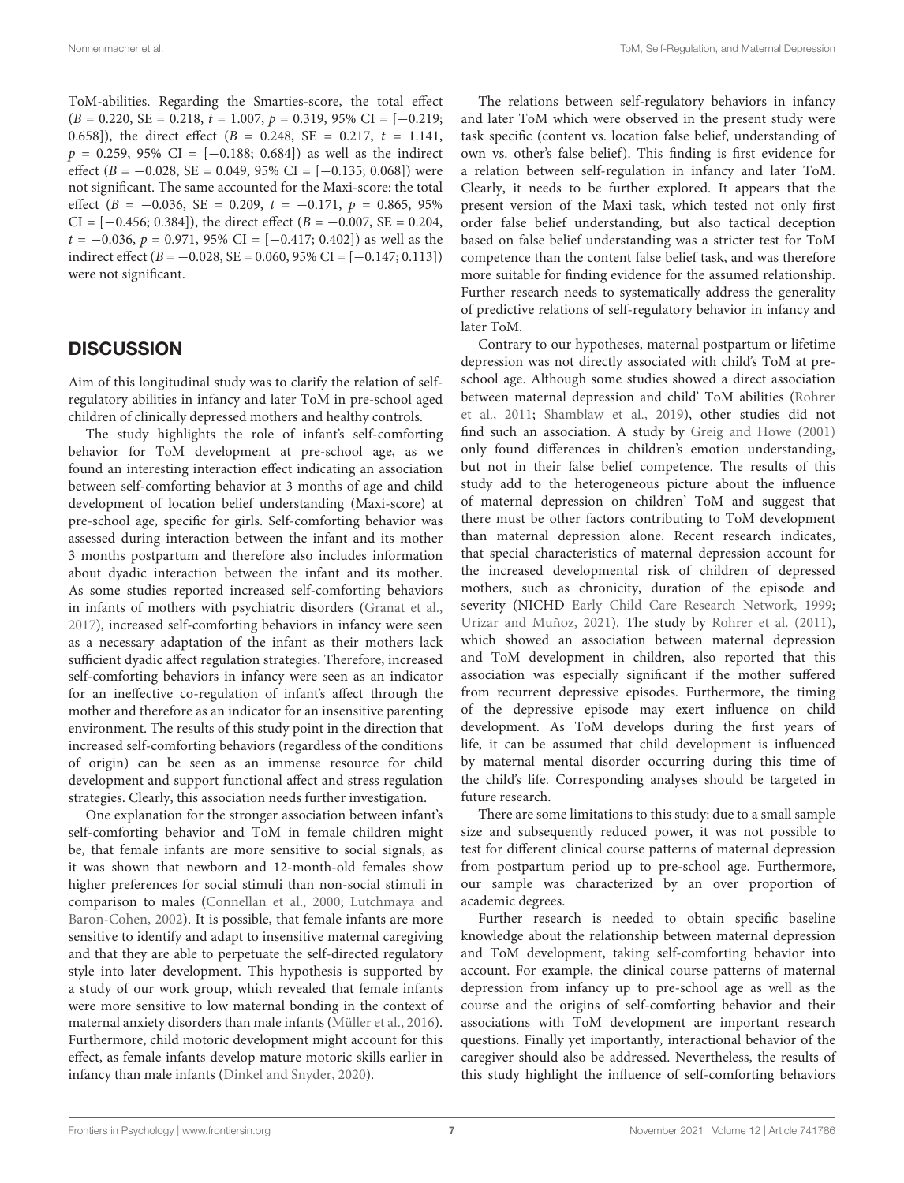ToM-abilities. Regarding the Smarties-score, the total effect ($B = 0.220$, $SE = 0.218$, $t = 1.007$, $p = 0.319$, 95% CI = [−0.219; 0.658]), the direct effect ($B = 0.248$, $SE = 0.217$, $t = 1.141$, $p = 0.259$, 95% CI = [−0.188; 0.684]) as well as the indirect effect ($B = -0.028$, $SE = 0.049$, 95% CI = [−0.135; 0.068]) were not significant. The same accounted for the Maxi-score: the total effect ($B = -0.036$, $SE = 0.209$, $t = -0.171$, $p = 0.865$, 95% CI = [−0.456; 0.384]), the direct effect ($B = -0.007$, $SE = 0.204$, $t = -0.036$, $p = 0.971$, 95% CI = [−0.417; 0.402]) as well as the indirect effect ($B = -0.028$, $SE = 0.060$, 95% CI = [−0.147; 0.113]) were not significant.

## DISCUSSION

Aim of this longitudinal study was to clarify the relation of self-regulatory abilities in infancy and later ToM in pre-school aged children of clinically depressed mothers and healthy controls.

The study highlights the role of infant's self-comforting behavior for ToM development at pre-school age, as we found an interesting interaction effect indicating an association between self-comforting behavior at 3 months of age and child development of location belief understanding (Maxi-score) at pre-school age, specific for girls. Self-comforting behavior was assessed during interaction between the infant and its mother 3 months postpartum and therefore also includes information about dyadic interaction between the infant and its mother. As some studies reported increased self-comforting behaviors in infants of mothers with psychiatric disorders (Granat et al., 2017), increased self-comforting behaviors in infancy were seen as a necessary adaptation of the infant as their mothers lack sufficient dyadic affect regulation strategies. Therefore, increased self-comforting behaviors in infancy were seen as an indicator for an ineffective co-regulation of infant's affect through the mother and therefore as an indicator for an insensitive parenting environment. The results of this study point in the direction that increased self-comforting behaviors (regardless of the conditions of origin) can be seen as an immense resource for child development and support functional affect and stress regulation strategies. Clearly, this association needs further investigation.

One explanation for the stronger association between infant's self-comforting behavior and ToM in female children might be, that female infants are more sensitive to social signals, as it was shown that newborn and 12-month-old females show higher preferences for social stimuli than non-social stimuli in comparison to males (Connellan et al., 2000; Lutchmaya and Baron-Cohen, 2002). It is possible, that female infants are more sensitive to identify and adapt to insensitive maternal caregiving and that they are able to perpetuate the self-directed regulatory style into later development. This hypothesis is supported by a study of our work group, which revealed that female infants were more sensitive to low maternal bonding in the context of maternal anxiety disorders than male infants (Müller et al., 2016). Furthermore, child motoric development might account for this effect, as female infants develop mature motoric skills earlier in infancy than male infants (Dinkel and Snyder, 2020).

The relations between self-regulatory behaviors in infancy and later ToM which were observed in the present study were task specific (content vs. location false belief, understanding of own vs. other's false belief). This finding is first evidence for a relation between self-regulation in infancy and later ToM. Clearly, it needs to be further explored. It appears that the present version of the Maxi task, which tested not only first order false belief understanding, but also tactical deception based on false belief understanding was a stricter test for ToM competence than the content false belief task, and was therefore more suitable for finding evidence for the assumed relationship. Further research needs to systematically address the generality of predictive relations of self-regulatory behavior in infancy and later ToM.

Contrary to our hypotheses, maternal postpartum or lifetime depression was not directly associated with child's ToM at pre-school age. Although some studies showed a direct association between maternal depression and child' ToM abilities (Rohrer et al., 2011; Shamblaw et al., 2019), other studies did not find such an association. A study by Greig and Howe (2001) only found differences in children's emotion understanding, but not in their false belief competence. The results of this study add to the heterogeneous picture about the influence of maternal depression on children' ToM and suggest that there must be other factors contributing to ToM development than maternal depression alone. Recent research indicates, that special characteristics of maternal depression account for the increased developmental risk of children of depressed mothers, such as chronicity, duration of the episode and severity (NICHD Early Child Care Research Network, 1999; Urizar and Muñoz, 2021). The study by Rohrer et al. (2011), which showed an association between maternal depression and ToM development in children, also reported that this association was especially significant if the mother suffered from recurrent depressive episodes. Furthermore, the timing of the depressive episode may exert influence on child development. As ToM develops during the first years of life, it can be assumed that child development is influenced by maternal mental disorder occurring during this time of the child's life. Corresponding analyses should be targeted in future research.

There are some limitations to this study: due to a small sample size and subsequently reduced power, it was not possible to test for different clinical course patterns of maternal depression from postpartum period up to pre-school age. Furthermore, our sample was characterized by an over proportion of academic degrees.

Further research is needed to obtain specific baseline knowledge about the relationship between maternal depression and ToM development, taking self-comforting behavior into account. For example, the clinical course patterns of maternal depression from infancy up to pre-school age as well as the course and the origins of self-comforting behavior and their associations with ToM development are important research questions. Finally yet importantly, interactional behavior of the caregiver should also be addressed. Nevertheless, the results of this study highlight the influence of self-comforting behaviors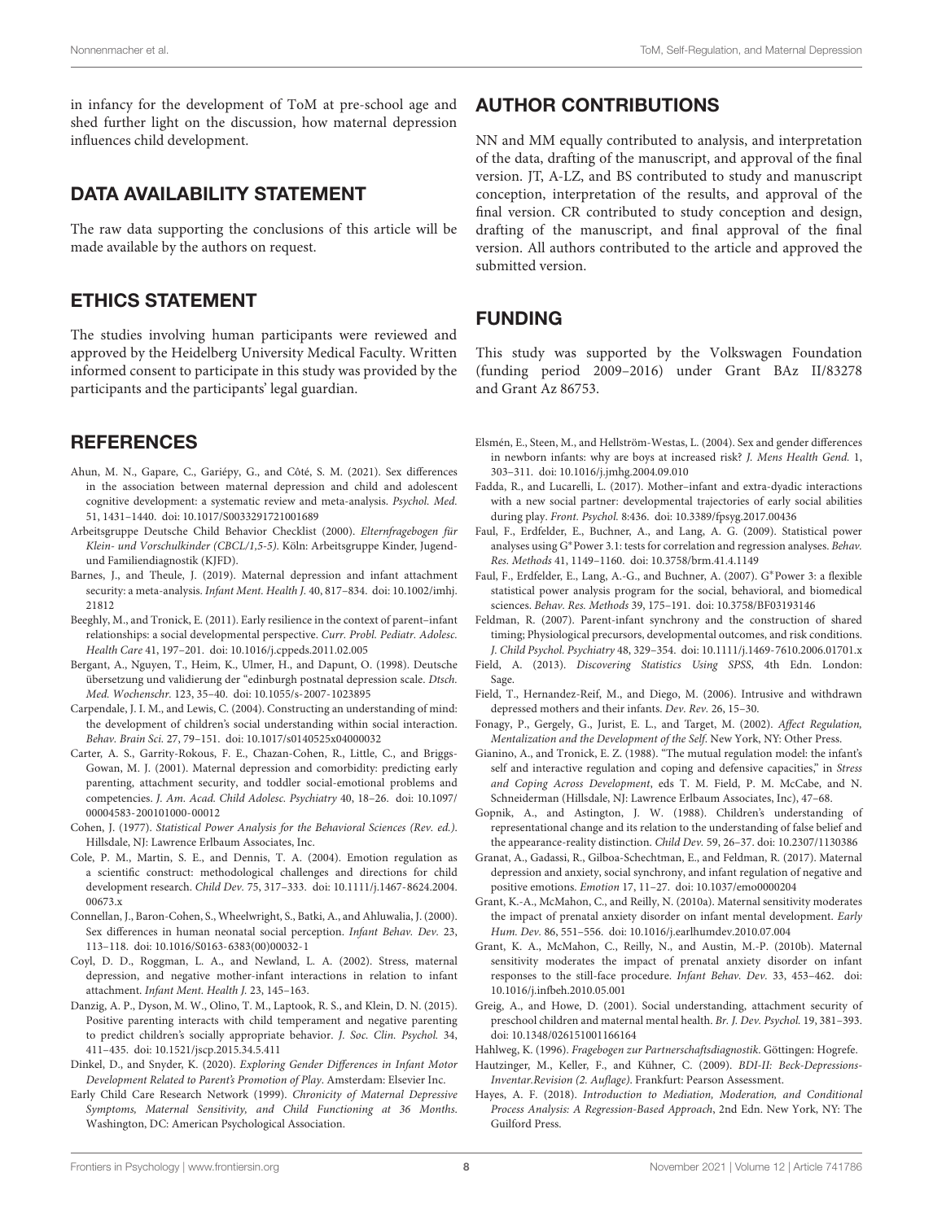in infancy for the development of ToM at pre-school age and shed further light on the discussion, how maternal depression influences child development.

## DATA AVAILABILITY STATEMENT

The raw data supporting the conclusions of this article will be made available by the authors on request.

## ETHICS STATEMENT

The studies involving human participants were reviewed and approved by the Heidelberg University Medical Faculty. Written informed consent to participate in this study was provided by the participants and the participants' legal guardian.

## AUTHOR CONTRIBUTIONS

NN and MM equally contributed to analysis, and interpretation of the data, drafting of the manuscript, and approval of the final version. JT, A-LZ, and BS contributed to study and manuscript conception, interpretation of the results, and approval of the final version. CR contributed to study conception and design, drafting of the manuscript, and final approval of the final version. All authors contributed to the article and approved the submitted version.

## FUNDING

This study was supported by the Volkswagen Foundation (funding period 2009–2016) under Grant BAz II/83278 and Grant Az 86753.

## REFERENCES

Ahun, M. N., Gapare, C., Gariépy, G., and Côté, S. M. (2021). Sex differences in the association between maternal depression and child and adolescent cognitive development: a systematic review and meta-analysis. *Psychol. Med.* 51, 1431–1440. doi: 10.1017/S0033291721001689

Arbeitsgruppe Deutsche Child Behavior Checklist (2000). *Elternfragebogen für Klein- und Vorschulkinder (CBCL/1,5-5)*. Köln: Arbeitsgruppe Kinder, Jugend- und Familiendiagnostik (KJFD).

Barnes, J., and Theule, J. (2019). Maternal depression and infant attachment security: a meta-analysis. *Infant Ment. Health J.* 40, 817–834. doi: 10.1002/imhj.21812

Beeghly, M., and Tronick, E. (2011). Early resilience in the context of parent–infant relationships: a social developmental perspective. *Curr. Probl. Pediatr. Adolesc. Health Care* 41, 197–201. doi: 10.1016/j.cppeds.2011.02.005

Bergant, A., Nguyen, T., Heim, K., Ulmer, H., and Dapunt, O. (1998). Deutsche übersetzung und validierung der "edinburgh postnatal depression scale. *Dtsch. Med. Wochenschr.* 123, 35–40. doi: 10.1055/s-2007-1023895

Carpendale, J. I. M., and Lewis, C. (2004). Constructing an understanding of mind: the development of children's social understanding within social interaction. *Behav. Brain Sci.* 27, 79–151. doi: 10.1017/s0140525x04000032

Carter, A. S., Garrity-Rokous, F. E., Chazan-Cohen, R., Little, C., and Briggs-Gowan, M. J. (2001). Maternal depression and comorbidity: predicting early parenting, attachment security, and toddler social-emotional problems and competencies. *J. Am. Acad. Child Adolesc. Psychiatry* 40, 18–26. doi: 10.1097/00004583-200101000-00012

Cohen, J. (1977). *Statistical Power Analysis for the Behavioral Sciences (Rev. ed.)*. Hillsdale, NJ: Lawrence Erlbaum Associates, Inc.

Cole, P. M., Martin, S. E., and Dennis, T. A. (2004). Emotion regulation as a scientific construct: methodological challenges and directions for child development research. *Child Dev.* 75, 317–333. doi: 10.1111/j.1467-8624.2004.00673.x

Connellan, J., Baron-Cohen, S., Wheelwright, S., Batki, A., and Ahluwalia, J. (2000). Sex differences in human neonatal social perception. *Infant Behav. Dev.* 23, 113–118. doi: 10.1016/S0163-6383(00)00032-1

Coyl, D. D., Roggman, L. A., and Newland, L. A. (2002). Stress, maternal depression, and negative mother-infant interactions in relation to infant attachment. *Infant Ment. Health J.* 23, 145–163.

Danzig, A. P., Dyson, M. W., Olino, T. M., Laptook, R. S., and Klein, D. N. (2015). Positive parenting interacts with child temperament and negative parenting to predict children's socially appropriate behavior. *J. Soc. Clin. Psychol.* 34, 411–435. doi: 10.1521/jscp.2015.34.5.411

Dinkel, D., and Snyder, K. (2020). *Exploring Gender Differences in Infant Motor Development Related to Parent's Promotion of Play*. Amsterdam: Elsevier Inc.

Early Child Care Research Network (1999). *Chronicity of Maternal Depressive Symptoms, Maternal Sensitivity, and Child Functioning at 36 Months*. Washington, DC: American Psychological Association.

Elsmén, E., Steen, M., and Hellström-Westas, L. (2004). Sex and gender differences in newborn infants: why are boys at increased risk? *J. Mens Health Gend.* 1, 303–311. doi: 10.1016/j.jmhg.2004.09.010

Fadda, R., and Lucarelli, L. (2017). Mother–infant and extra-dyadic interactions with a new social partner: developmental trajectories of early social abilities during play. *Front. Psychol.* 8:436. doi: 10.3389/fpsyg.2017.00436

Faul, F., Erdfelder, E., Buchner, A., and Lang, A. G. (2009). Statistical power analyses using G*Power 3.1: tests for correlation and regression analyses. *Behav. Res. Methods* 41, 1149–1160. doi: 10.3758/brm.41.4.1149

Faul, F., Erdfelder, E., Lang, A.-G., and Buchner, A. (2007). G*Power 3: a flexible statistical power analysis program for the social, behavioral, and biomedical sciences. *Behav. Res. Methods* 39, 175–191. doi: 10.3758/BF03193146

Feldman, R. (2007). Parent-infant synchrony and the construction of shared timing; Physiological precursors, developmental outcomes, and risk conditions. *J. Child Psychol. Psychiatry* 48, 329–354. doi: 10.1111/j.1469-7610.2006.01701.x

Field, A. (2013). *Discovering Statistics Using SPSS*, 4th Edn. London: Sage.

Field, T., Hernandez-Reif, M., and Diego, M. (2006). Intrusive and withdrawn depressed mothers and their infants. *Dev. Rev.* 26, 15–30.

Fonagy, P., Gergely, G., Jurist, E. L., and Target, M. (2002). *Affect Regulation, Mentalization and the Development of the Self*. New York, NY: Other Press.

Gianino, A., and Tronick, E. Z. (1988). "The mutual regulation model: the infant's self and interactive regulation and coping and defensive capacities," in *Stress and Coping Across Development*, eds T. M. Field, P. M. McCabe, and N. Schneiderman (Hillsdale, NJ: Lawrence Erlbaum Associates, Inc), 47–68.

Gopnik, A., and Astington, J. W. (1988). Children's understanding of representational change and its relation to the understanding of false belief and the appearance-reality distinction. *Child Dev.* 59, 26–37. doi: 10.2307/1130386

Granat, A., Gadassi, R., Gilboa-Schechtman, E., and Feldman, R. (2017). Maternal depression and anxiety, social synchrony, and infant regulation of negative and positive emotions. *Emotion* 17, 11–27. doi: 10.1037/emo0000204

Grant, K.-A., McMahon, C., and Reilly, N. (2010a). Maternal sensitivity moderates the impact of prenatal anxiety disorder on infant mental development. *Early Hum. Dev.* 86, 551–556. doi: 10.1016/j.earlhumdev.2010.07.004

Grant, K. A., McMahon, C., Reilly, N., and Austin, M.-P. (2010b). Maternal sensitivity moderates the impact of prenatal anxiety disorder on infant responses to the still-face procedure. *Infant Behav. Dev.* 33, 453–462. doi: 10.1016/j.infbeh.2010.05.001

Greig, A., and Howe, D. (2001). Social understanding, attachment security of preschool children and maternal mental health. *Br. J. Dev. Psychol.* 19, 381–393. doi: 10.1348/026151001166164

Hahlweg, K. (1996). *Fragebogen zur Partnerschaftsdiagnostik*. Göttingen: Hogrefe.

Hautzinger, M., Keller, F., and Kühner, C. (2009). *BDI-II: Beck-Depressions-Inventar.Revision (2. Auflage)*. Frankfurt: Pearson Assessment.

Hayes, A. F. (2018). *Introduction to Mediation, Moderation, and Conditional Process Analysis: A Regression-Based Approach*, 2nd Edn. New York, NY: The Guilford Press.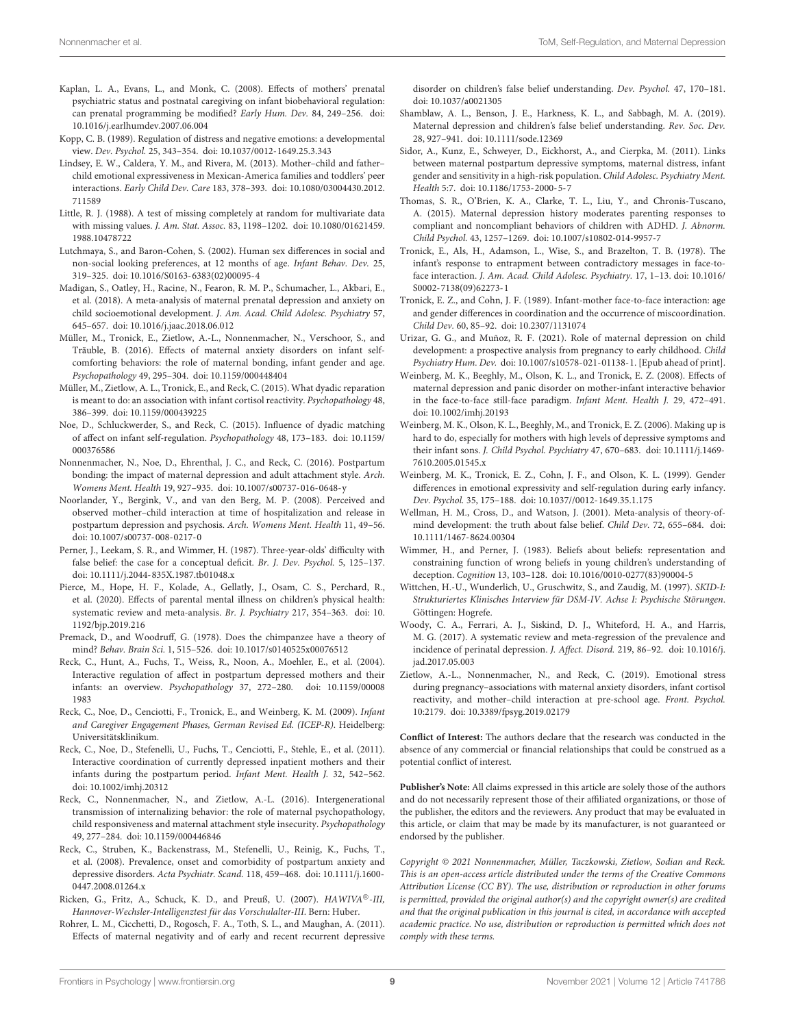Kaplan, L. A., Evans, L., and Monk, C. (2008). Effects of mothers' prenatal psychiatric status and postnatal caregiving on infant biobehavioral regulation: can prenatal programming be modified? *Early Hum. Dev.* 84, 249–256. doi: 10.1016/j.earlhumdev.2007.06.004

Kopp, C. B. (1989). Regulation of distress and negative emotions: a developmental view. *Dev. Psychol.* 25, 343–354. doi: 10.1037/0012-1649.25.3.343

Lindsey, E. W., Caldera, Y. M., and Rivera, M. (2013). Mother–child and father–child emotional expressiveness in Mexican-America families and toddlers' peer interactions. *Early Child Dev. Care* 183, 378–393. doi: 10.1080/03004430.2012.711589

Little, R. J. (1988). A test of missing completely at random for multivariate data with missing values. *J. Am. Stat. Assoc.* 83, 1198–1202. doi: 10.1080/01621459.1988.10478722

Lutchmaya, S., and Baron-Cohen, S. (2002). Human sex differences in social and non-social looking preferences, at 12 months of age. *Infant Behav. Dev.* 25, 319–325. doi: 10.1016/S0163-6383(02)00095-4

Madigan, S., Oatley, H., Racine, N., Fearon, R. M. P., Schumacher, L., Akbari, E., et al. (2018). A meta-analysis of maternal prenatal depression and anxiety on child socioemotional development. *J. Am. Acad. Child Adolesc. Psychiatry* 57, 645–657. doi: 10.1016/j.jaac.2018.06.012

Müller, M., Tronick, E., Zietlow, A.-L., Nonnenmacher, N., Verschoor, S., and Träuble, B. (2016). Effects of maternal anxiety disorders on infant self-comforting behaviors: the role of maternal bonding, infant gender and age. *Psychopathology* 49, 295–304. doi: 10.1159/000448404

Müller, M., Zietlow, A. L., Tronick, E., and Reck, C. (2015). What dyadic reparation is meant to do: an association with infant cortisol reactivity. *Psychopathology* 48, 386–399. doi: 10.1159/000439225

Noe, D., Schluckwerder, S., and Reck, C. (2015). Influence of dyadic matching of affect on infant self-regulation. *Psychopathology* 48, 173–183. doi: 10.1159/000376586

Nonnenmacher, N., Noe, D., Ehrenthal, J. C., and Reck, C. (2016). Postpartum bonding: the impact of maternal depression and adult attachment style. *Arch. Womens Ment. Health* 19, 927–935. doi: 10.1007/s00737-016-0648-y

Noorlander, Y., Bergink, V., and van den Berg, M. P. (2008). Perceived and observed mother–child interaction at time of hospitalization and release in postpartum depression and psychosis. *Arch. Womens Ment. Health* 11, 49–56. doi: 10.1007/s00737-008-0217-0

Perner, J., Leekam, S. R., and Wimmer, H. (1987). Three-year-olds' difficulty with false belief: the case for a conceptual deficit. *Br. J. Dev. Psychol.* 5, 125–137. doi: 10.1111/j.2044-835X.1987.tb01048.x

Pierce, M., Hope, H. F., Kolade, A., Gellatly, J., Osam, C. S., Perchard, R., et al. (2020). Effects of parental mental illness on children's physical health: systematic review and meta-analysis. *Br. J. Psychiatry* 217, 354–363. doi: 10.1192/bjp.2019.216

Premack, D., and Woodruff, G. (1978). Does the chimpanzee have a theory of mind? *Behav. Brain Sci.* 1, 515–526. doi: 10.1017/s0140525x00076512

Reck, C., Hunt, A., Fuchs, T., Weiss, R., Noon, A., Moehler, E., et al. (2004). Interactive regulation of affect in postpartum depressed mothers and their infants: an overview. *Psychopathology* 37, 272–280. doi: 10.1159/000081983

Reck, C., Noe, D., Cenciotti, F., Tronick, E., and Weinberg, K. M. (2009). *Infant and Caregiver Engagement Phases, German Revised Ed. (ICEP-R)*. Heidelberg: Universitätsklinikum.

Reck, C., Noe, D., Stefenelli, U., Fuchs, T., Cenciotti, F., Stehle, E., et al. (2011). Interactive coordination of currently depressed inpatient mothers and their infants during the postpartum period. *Infant Ment. Health J.* 32, 542–562. doi: 10.1002/imhj.20312

Reck, C., Nonnenmacher, N., and Zietlow, A.-L. (2016). Intergenerational transmission of internalizing behavior: the role of maternal psychopathology, child responsiveness and maternal attachment style insecurity. *Psychopathology* 49, 277–284. doi: 10.1159/000446846

Reck, C., Struben, K., Backenstrass, M., Stefenelli, U., Reinig, K., Fuchs, T., et al. (2008). Prevalence, onset and comorbidity of postpartum anxiety and depressive disorders. *Acta Psychiatr. Scand.* 118, 459–468. doi: 10.1111/j.1600-0447.2008.01264.x

Ricken, G., Fritz, A., Schuck, K. D., and Preuß, U. (2007). *HAWIVA®-III, Hannover-Wechsler-Intelligenztest für das Vorschulalter-III*. Bern: Huber.

Rohrer, L. M., Cicchetti, D., Rogosch, F. A., Toth, S. L., and Maughan, A. (2011). Effects of maternal negativity and of early and recent recurrent depressive disorder on children's false belief understanding. *Dev. Psychol.* 47, 170–181. doi: 10.1037/a0021305

Shamblaw, A. L., Benson, J. E., Harkness, K. L., and Sabbagh, M. A. (2019). Maternal depression and children's false belief understanding. *Rev. Soc. Dev.* 28, 927–941. doi: 10.1111/sode.12369

Sidor, A., Kunz, E., Schweyer, D., Eickhorst, A., and Cierpka, M. (2011). Links between maternal postpartum depressive symptoms, maternal distress, infant gender and sensitivity in a high-risk population. *Child Adolesc. Psychiatry Ment. Health* 5:7. doi: 10.1186/1753-2000-5-7

Thomas, S. R., O'Brien, K. A., Clarke, T. L., Liu, Y., and Chronis-Tuscano, A. (2015). Maternal depression history moderates parenting responses to compliant and noncompliant behaviors of children with ADHD. *J. Abnorm. Child Psychol.* 43, 1257–1269. doi: 10.1007/s10802-014-9957-7

Tronick, E., Als, H., Adamson, L., Wise, S., and Brazelton, T. B. (1978). The infant's response to entrapment between contradictory messages in face-to-face interaction. *J. Am. Acad. Child Adolesc. Psychiatry.* 17, 1–13. doi: 10.1016/S0002-7138(09)62273-1

Tronick, E. Z., and Cohn, J. F. (1989). Infant-mother face-to-face interaction: age and gender differences in coordination and the occurrence of miscoordination. *Child Dev.* 60, 85–92. doi: 10.2307/1131074

Urizar, G. G., and Muñoz, R. F. (2021). Role of maternal depression on child development: a prospective analysis from pregnancy to early childhood. *Child Psychiatry Hum. Dev.* doi: 10.1007/s10578-021-01138-1. [Epub ahead of print].

Weinberg, M. K., Beeghly, M., Olson, K. L., and Tronick, E. Z. (2008). Effects of maternal depression and panic disorder on mother-infant interactive behavior in the face-to-face still-face paradigm. *Infant Ment. Health J.* 29, 472–491. doi: 10.1002/imhj.20193

Weinberg, M. K., Olson, K. L., Beeghly, M., and Tronick, E. Z. (2006). Making up is hard to do, especially for mothers with high levels of depressive symptoms and their infant sons. *J. Child Psychol. Psychiatry* 47, 670–683. doi: 10.1111/j.1469-7610.2005.01545.x

Weinberg, M. K., Tronick, E. Z., Cohn, J. F., and Olson, K. L. (1999). Gender differences in emotional expressivity and self-regulation during early infancy. *Dev. Psychol.* 35, 175–188. doi: 10.1037//0012-1649.35.1.175

Wellman, H. M., Cross, D., and Watson, J. (2001). Meta-analysis of theory-of-mind development: the truth about false belief. *Child Dev.* 72, 655–684. doi: 10.1111/1467-8624.00304

Wimmer, H., and Perner, J. (1983). Beliefs about beliefs: representation and constraining function of wrong beliefs in young children's understanding of deception. *Cognition* 13, 103–128. doi: 10.1016/0010-0277(83)90004-5

Wittchen, H.-U., Wunderlich, U., Gruschwitz, S., and Zaudig, M. (1997). *SKID-I: Strukturiertes Klinisches Interview für DSM-IV. Achse I: Psychische Störungen*. Göttingen: Hogrefe.

Woody, C. A., Ferrari, A. J., Siskind, D. J., Whiteford, H. A., and Harris, M. G. (2017). A systematic review and meta-regression of the prevalence and incidence of perinatal depression. *J. Affect. Disord.* 219, 86–92. doi: 10.1016/j.jad.2017.05.003

Zietlow, A.-L., Nonnenmacher, N., and Reck, C. (2019). Emotional stress during pregnancy–associations with maternal anxiety disorders, infant cortisol reactivity, and mother–child interaction at pre-school age. *Front. Psychol.* 10:2179. doi: 10.3389/fpsyg.2019.02179

**Conflict of Interest:** The authors declare that the research was conducted in the absence of any commercial or financial relationships that could be construed as a potential conflict of interest.

**Publisher's Note:** All claims expressed in this article are solely those of the authors and do not necessarily represent those of their affiliated organizations, or those of the publisher, the editors and the reviewers. Any product that may be evaluated in this article, or claim that may be made by its manufacturer, is not guaranteed or endorsed by the publisher.

*Copyright © 2021 Nonnenmacher, Müller, Taczkowski, Zietlow, Sodian and Reck. This is an open-access article distributed under the terms of the Creative Commons Attribution License (CC BY). The use, distribution or reproduction in other forums is permitted, provided the original author(s) and the copyright owner(s) are credited and that the original publication in this journal is cited, in accordance with accepted academic practice. No use, distribution or reproduction is permitted which does not comply with these terms.*